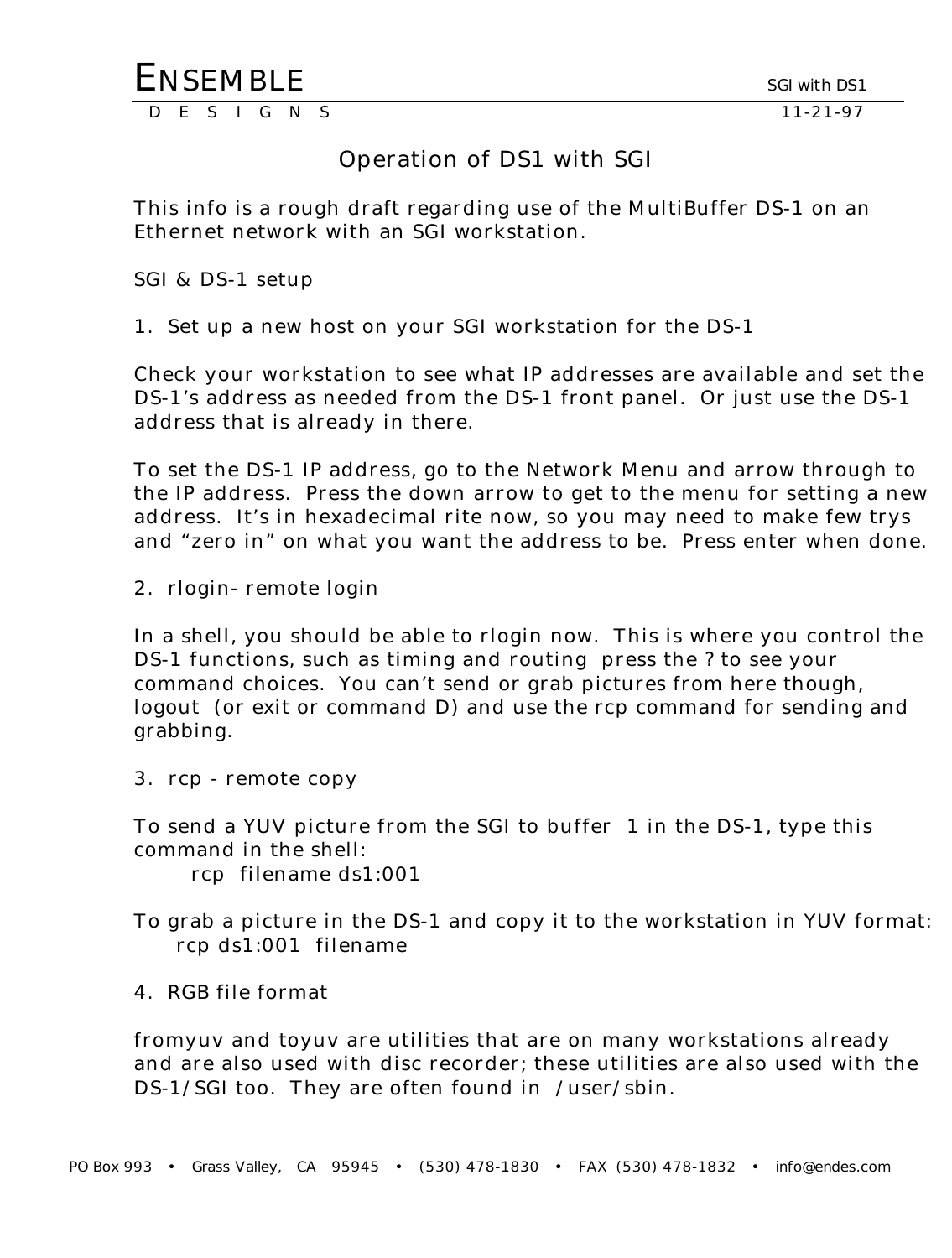# Operation of DS1 with SGI

This info is a rough draft regarding use of the MultiBuffer DS-1 on an Ethernet network with an SGI workstation.

SGI & DS-1 setup

1. Set up a new host on your SGI workstation for the DS-1

Check your workstation to see what IP addresses are available and set the DS-1's address as needed from the DS-1 front panel. Or just use the DS-1 address that is already in there.

To set the DS-1 IP address, go to the Network Menu and arrow through to the IP address. Press the down arrow to get to the menu for setting a new address. It's in hexadecimal rite now, so you may need to make few trys and "zero in" on what you want the address to be. Press enter when done.

2. rlogin- remote login

In a shell, you should be able to rlogin now. This is where you control the DS-1 functions, such as timing and routing press the ? to see your command choices. You can't send or grab pictures from here though, logout (or exit or command D) and use the rcp command for sending and grabbing.

3. rcp - remote copy

To send a YUV picture from the SGI to buffer 1 in the DS-1, type this command in the shell:

```
rcp filename ds1:001
```

To grab a picture in the DS-1 and copy it to the workstation in YUV format:

```
rcp ds1:001 filename
```

4. RGB file format

fromyuv and toyuv are utilities that are on many workstations already and are also used with disc recorder; these utilities are also used with the DS-1/SGI too. They are often found in /user/sbin.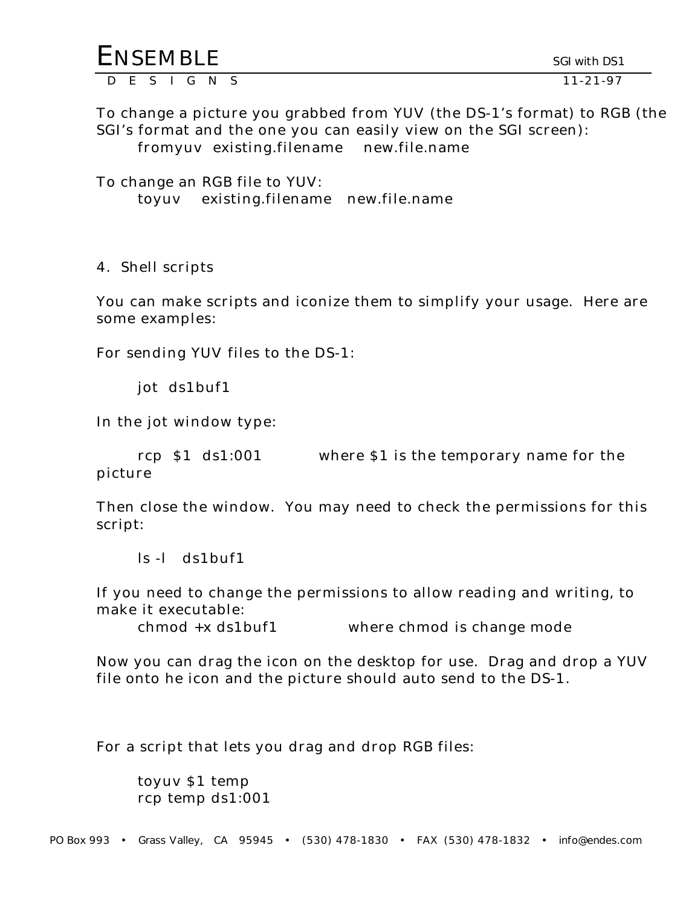To change a picture you grabbed from YUV (the DS-1's format) to RGB (the SGI's format and the one you can easily view on the SGI screen):

```
fromyuv  existing.filename    new.file.name
```

To change an RGB file to YUV:

```
toyuv    existing.filename   new.file.name
```

4. Shell scripts

You can make scripts and iconize them to simplify your usage. Here are some examples:

For sending YUV files to the DS-1:

```
jot  ds1buf1
```

In the jot window type:

```
rcp  $1  ds1:001
```

where $1 is the temporary name for the picture

Then close the window. You may need to check the permissions for this script:

```
ls -l   ds1buf1
```

If you need to change the permissions to allow reading and writing, to make it executable:

```
chmod +x ds1buf1
```

where chmod is change mode

Now you can drag the icon on the desktop for use. Drag and drop a YUV file onto he icon and the picture should auto send to the DS-1.

For a script that lets you drag and drop RGB files:

```
toyuv $1 temp
rcp temp ds1:001
```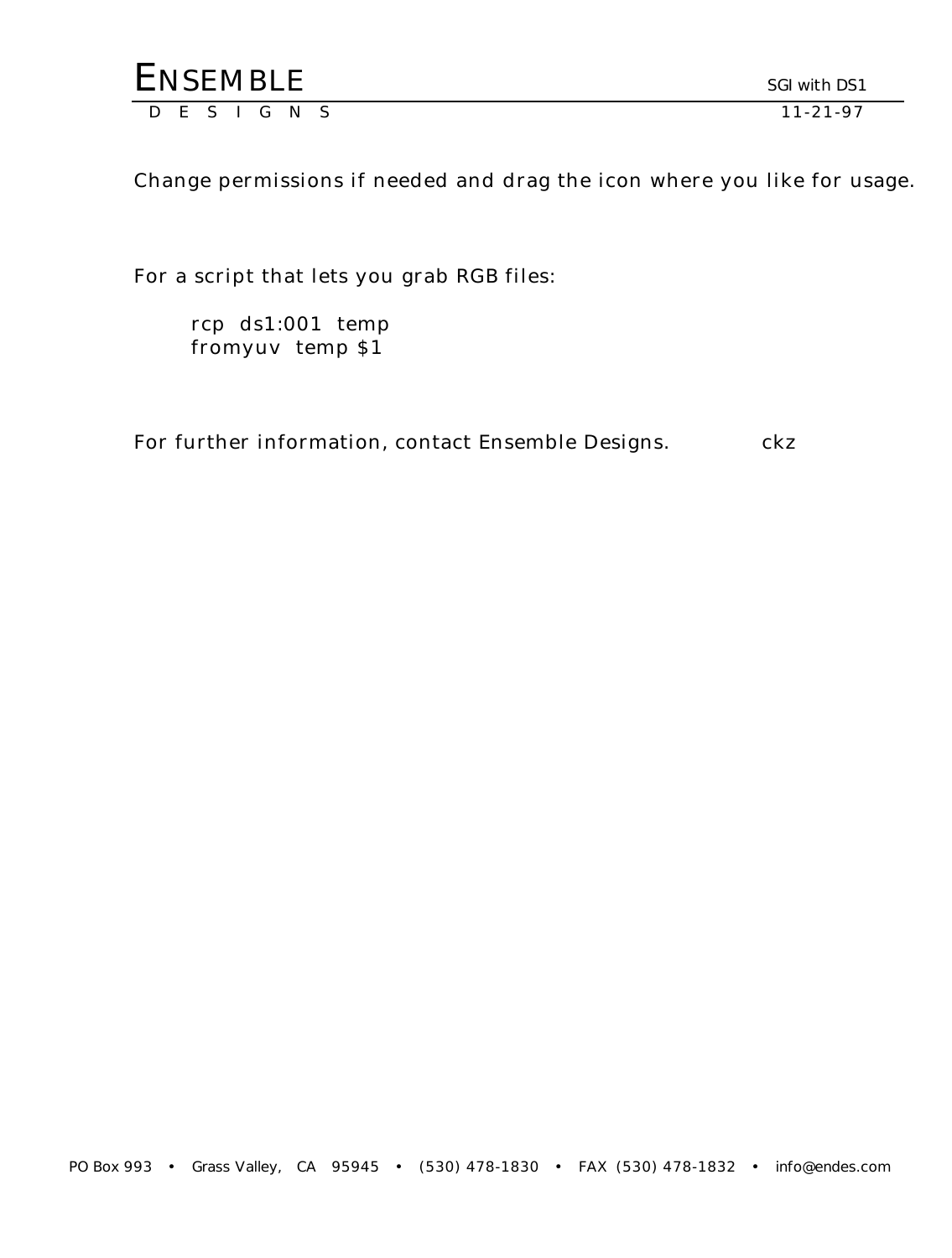Change permissions if needed and drag the icon where you like for usage.

For a script that lets you grab RGB files:

```
rcp  ds1:001  temp
fromyuv  temp $1
```

For further information, contact Ensemble Designs.            ckz